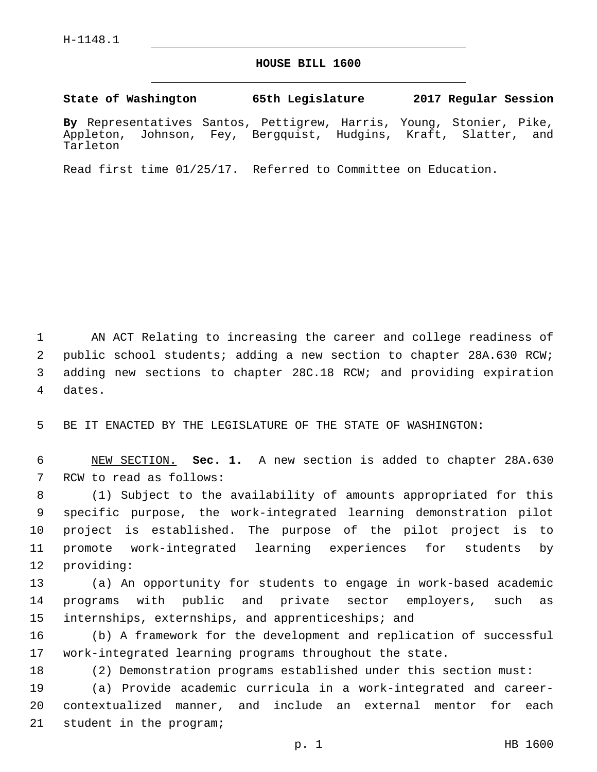H-1148.1

# HOUSE BILL 1600

**State of Washington 65th Legislature 2017 Regular Session**

**By** Representatives Santos, Pettigrew, Harris, Young, Stonier, Pike, Appleton, Johnson, Fey, Bergquist, Hudgins, Kraft, Slatter, and Tarleton

Read first time 01/25/17. Referred to Committee on Education.

AN ACT Relating to increasing the career and college readiness of public school students; adding a new section to chapter 28A.630 RCW; adding new sections to chapter 28C.18 RCW; and providing expiration dates.

BE IT ENACTED BY THE LEGISLATURE OF THE STATE OF WASHINGTON:

NEW SECTION. **Sec. 1.** A new section is added to chapter 28A.630 RCW to read as follows:

(1) Subject to the availability of amounts appropriated for this specific purpose, the work-integrated learning demonstration pilot project is established. The purpose of the pilot project is to promote work-integrated learning experiences for students by providing:

(a) An opportunity for students to engage in work-based academic programs with public and private sector employers, such as internships, externships, and apprenticeships; and

(b) A framework for the development and replication of successful work-integrated learning programs throughout the state.

(2) Demonstration programs established under this section must:

(a) Provide academic curricula in a work-integrated and career-contextualized manner, and include an external mentor for each student in the program;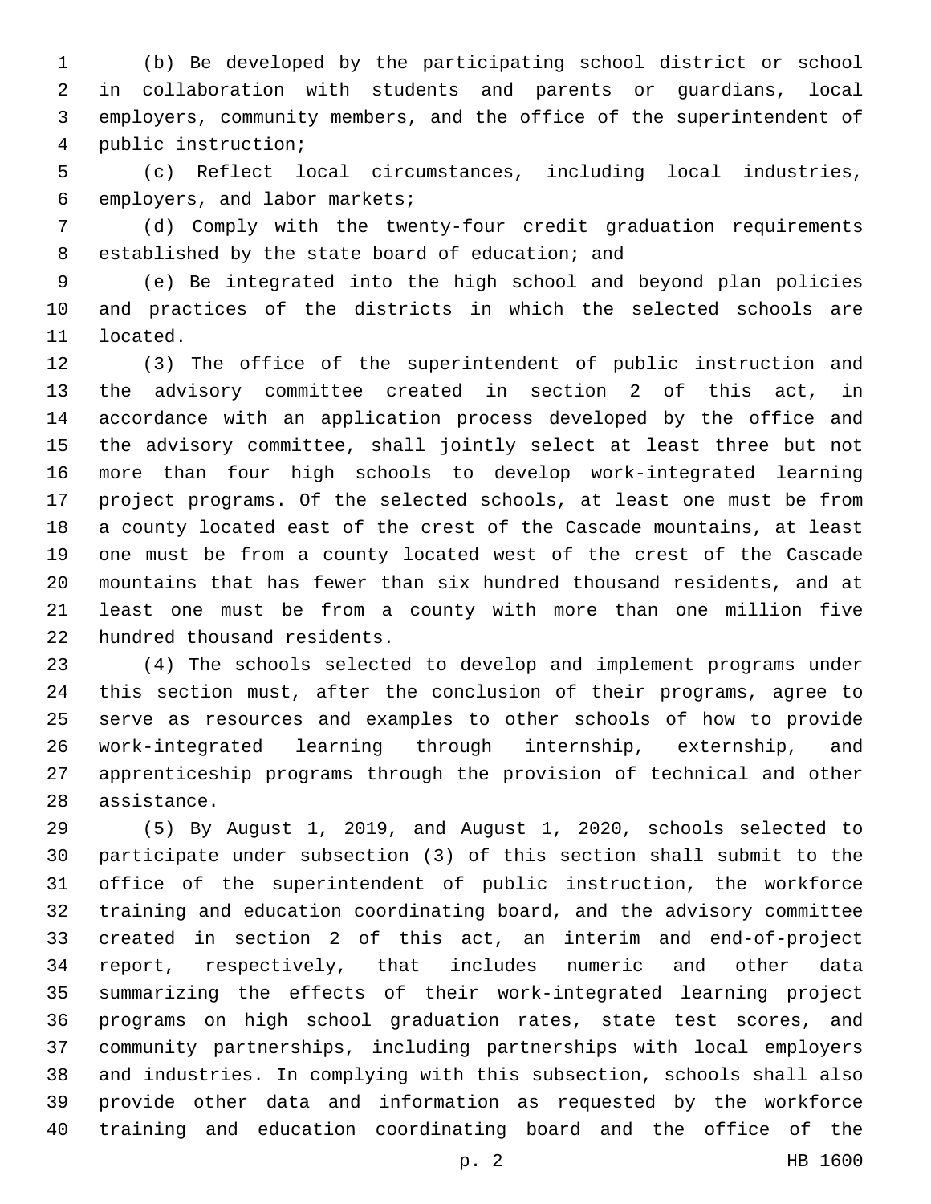(b) Be developed by the participating school district or school in collaboration with students and parents or guardians, local employers, community members, and the office of the superintendent of public instruction;

(c) Reflect local circumstances, including local industries, employers, and labor markets;

(d) Comply with the twenty-four credit graduation requirements established by the state board of education; and

(e) Be integrated into the high school and beyond plan policies and practices of the districts in which the selected schools are located.

(3) The office of the superintendent of public instruction and the advisory committee created in section 2 of this act, in accordance with an application process developed by the office and the advisory committee, shall jointly select at least three but not more than four high schools to develop work-integrated learning project programs. Of the selected schools, at least one must be from a county located east of the crest of the Cascade mountains, at least one must be from a county located west of the crest of the Cascade mountains that has fewer than six hundred thousand residents, and at least one must be from a county with more than one million five hundred thousand residents.

(4) The schools selected to develop and implement programs under this section must, after the conclusion of their programs, agree to serve as resources and examples to other schools of how to provide work-integrated learning through internship, externship, and apprenticeship programs through the provision of technical and other assistance.

(5) By August 1, 2019, and August 1, 2020, schools selected to participate under subsection (3) of this section shall submit to the office of the superintendent of public instruction, the workforce training and education coordinating board, and the advisory committee created in section 2 of this act, an interim and end-of-project report, respectively, that includes numeric and other data summarizing the effects of their work-integrated learning project programs on high school graduation rates, state test scores, and community partnerships, including partnerships with local employers and industries. In complying with this subsection, schools shall also provide other data and information as requested by the workforce training and education coordinating board and the office of the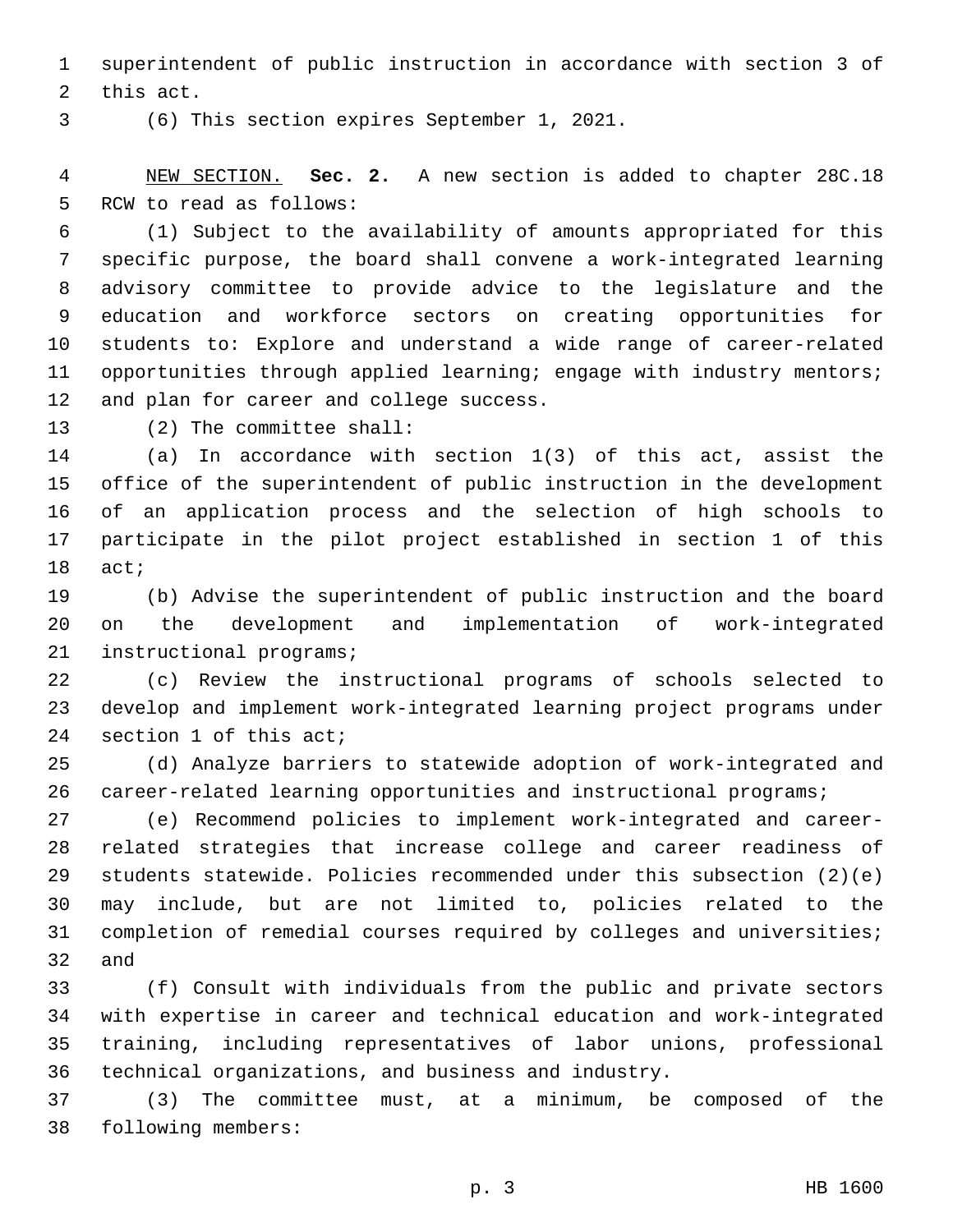superintendent of public instruction in accordance with section 3 of this act.

(6) This section expires September 1, 2021.

NEW SECTION. **Sec. 2.** A new section is added to chapter 28C.18 RCW to read as follows:

(1) Subject to the availability of amounts appropriated for this specific purpose, the board shall convene a work-integrated learning advisory committee to provide advice to the legislature and the education and workforce sectors on creating opportunities for students to: Explore and understand a wide range of career-related opportunities through applied learning; engage with industry mentors; and plan for career and college success.

(2) The committee shall:

(a) In accordance with section 1(3) of this act, assist the office of the superintendent of public instruction in the development of an application process and the selection of high schools to participate in the pilot project established in section 1 of this act;

(b) Advise the superintendent of public instruction and the board on the development and implementation of work-integrated instructional programs;

(c) Review the instructional programs of schools selected to develop and implement work-integrated learning project programs under section 1 of this act;

(d) Analyze barriers to statewide adoption of work-integrated and career-related learning opportunities and instructional programs;

(e) Recommend policies to implement work-integrated and career-related strategies that increase college and career readiness of students statewide. Policies recommended under this subsection (2)(e) may include, but are not limited to, policies related to the completion of remedial courses required by colleges and universities; and

(f) Consult with individuals from the public and private sectors with expertise in career and technical education and work-integrated training, including representatives of labor unions, professional technical organizations, and business and industry.

(3) The committee must, at a minimum, be composed of the following members: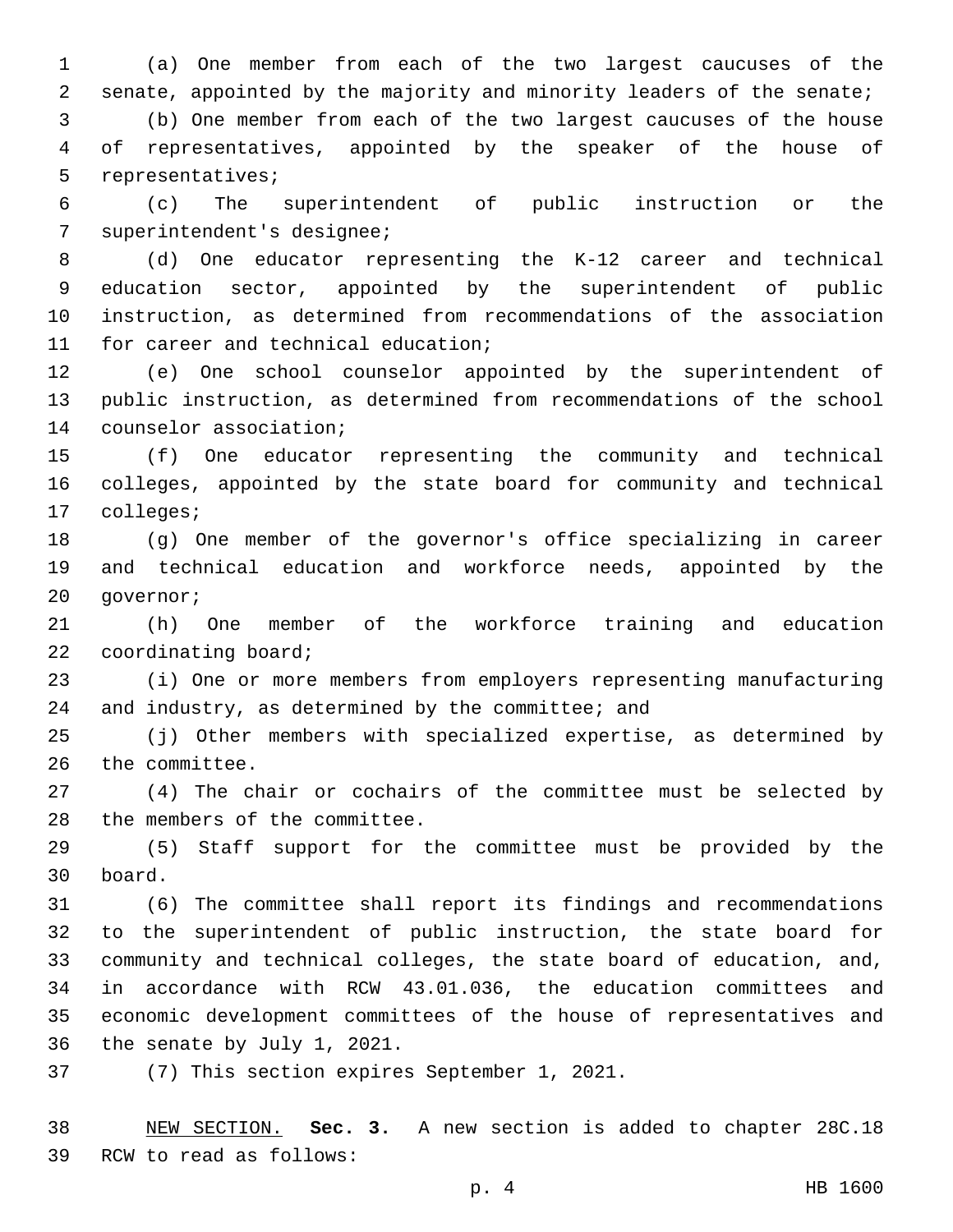(a) One member from each of the two largest caucuses of the senate, appointed by the majority and minority leaders of the senate;

(b) One member from each of the two largest caucuses of the house of representatives, appointed by the speaker of the house of representatives;

(c) The superintendent of public instruction or the superintendent's designee;

(d) One educator representing the K-12 career and technical education sector, appointed by the superintendent of public instruction, as determined from recommendations of the association for career and technical education;

(e) One school counselor appointed by the superintendent of public instruction, as determined from recommendations of the school counselor association;

(f) One educator representing the community and technical colleges, appointed by the state board for community and technical colleges;

(g) One member of the governor's office specializing in career and technical education and workforce needs, appointed by the governor;

(h) One member of the workforce training and education coordinating board;

(i) One or more members from employers representing manufacturing and industry, as determined by the committee; and

(j) Other members with specialized expertise, as determined by the committee.

(4) The chair or cochairs of the committee must be selected by the members of the committee.

(5) Staff support for the committee must be provided by the board.

(6) The committee shall report its findings and recommendations to the superintendent of public instruction, the state board for community and technical colleges, the state board of education, and, in accordance with RCW 43.01.036, the education committees and economic development committees of the house of representatives and the senate by July 1, 2021.

(7) This section expires September 1, 2021.

NEW SECTION. **Sec. 3.** A new section is added to chapter 28C.18 RCW to read as follows: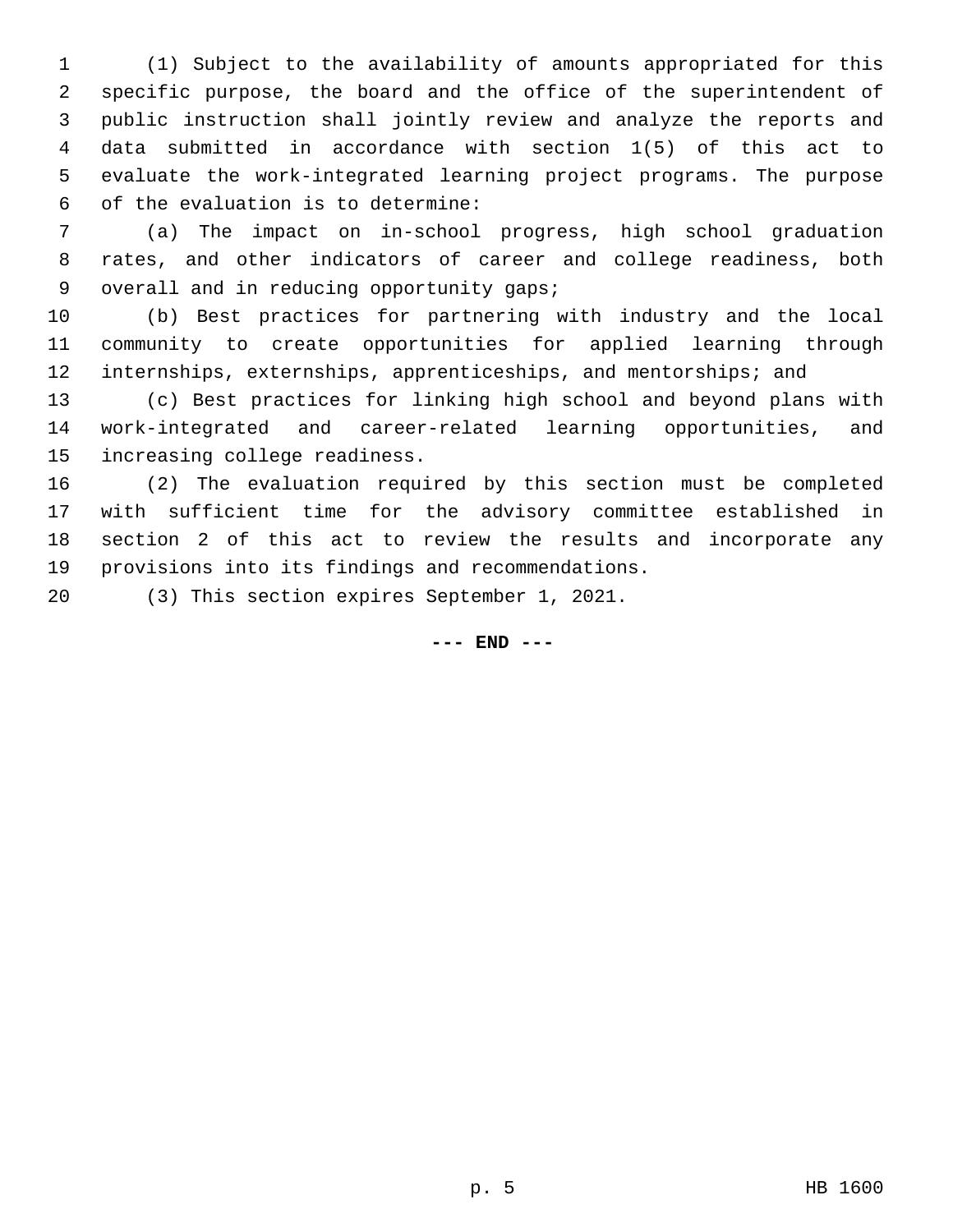(1) Subject to the availability of amounts appropriated for this specific purpose, the board and the office of the superintendent of public instruction shall jointly review and analyze the reports and data submitted in accordance with section 1(5) of this act to evaluate the work-integrated learning project programs. The purpose of the evaluation is to determine:

(a) The impact on in-school progress, high school graduation rates, and other indicators of career and college readiness, both overall and in reducing opportunity gaps;

(b) Best practices for partnering with industry and the local community to create opportunities for applied learning through internships, externships, apprenticeships, and mentorships; and

(c) Best practices for linking high school and beyond plans with work-integrated and career-related learning opportunities, and increasing college readiness.

(2) The evaluation required by this section must be completed with sufficient time for the advisory committee established in section 2 of this act to review the results and incorporate any provisions into its findings and recommendations.

(3) This section expires September 1, 2021.

**--- END ---**